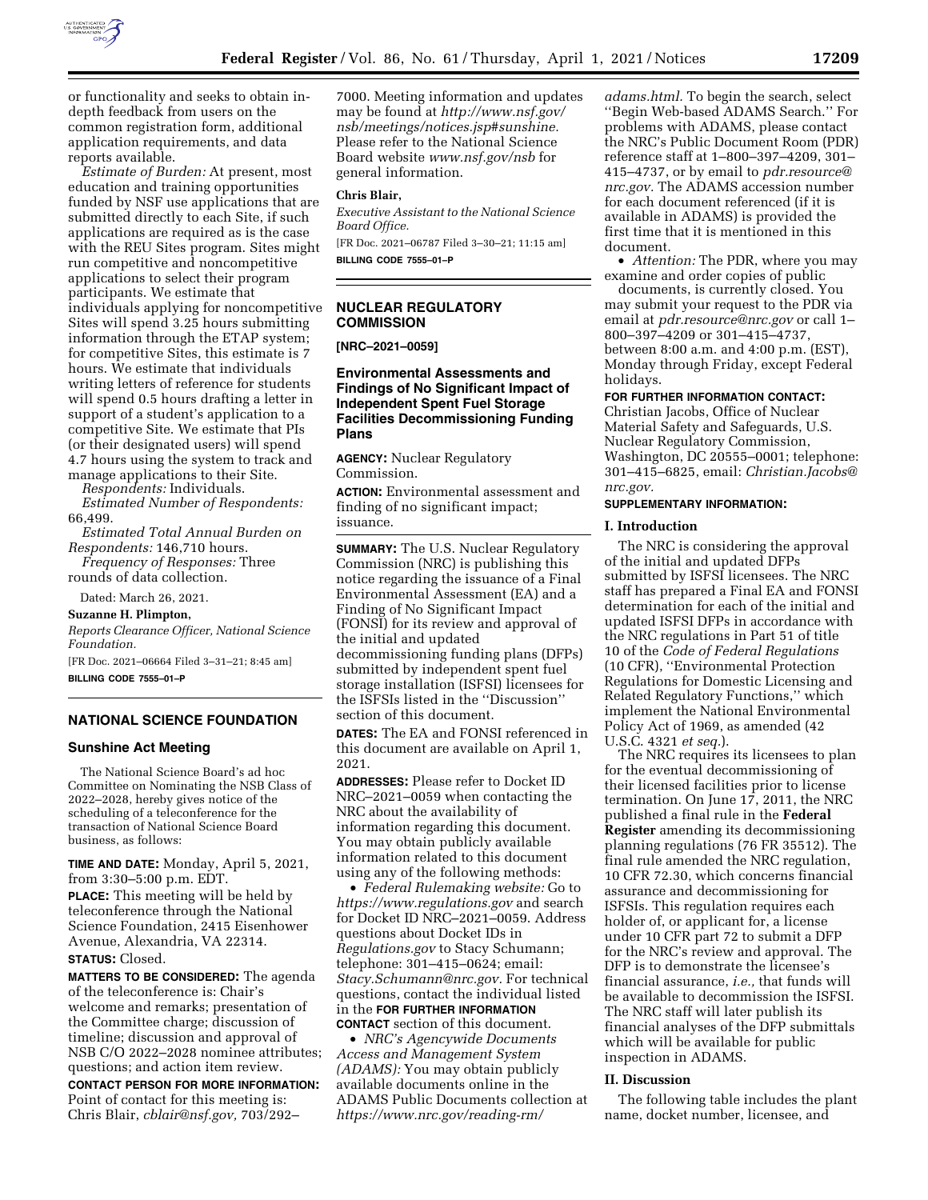or functionality and seeks to obtain in-depth feedback from users on the common registration form, additional application requirements, and data reports available.

*Estimate of Burden:* At present, most education and training opportunities funded by NSF use applications that are submitted directly to each Site, if such applications are required as is the case with the REU Sites program. Sites might run competitive and noncompetitive applications to select their program participants. We estimate that individuals applying for noncompetitive Sites will spend 3.25 hours submitting information through the ETAP system; for competitive Sites, this estimate is 7 hours. We estimate that individuals writing letters of reference for students will spend 0.5 hours drafting a letter in support of a student's application to a competitive Site. We estimate that PIs (or their designated users) will spend 4.7 hours using the system to track and manage applications to their Site.

*Respondents:* Individuals.

*Estimated Number of Respondents:* 66,499.

*Estimated Total Annual Burden on Respondents:* 146,710 hours.

*Frequency of Responses:* Three rounds of data collection.

Dated: March 26, 2021.

**Suzanne H. Plimpton,**

*Reports Clearance Officer, National Science Foundation.*

[FR Doc. 2021–06664 Filed 3–31–21; 8:45 am]

**BILLING CODE 7555–01–P**

## NATIONAL SCIENCE FOUNDATION

### Sunshine Act Meeting

The National Science Board's ad hoc Committee on Nominating the NSB Class of 2022–2028, hereby gives notice of the scheduling of a teleconference for the transaction of National Science Board business, as follows:

**TIME AND DATE:** Monday, April 5, 2021, from 3:30–5:00 p.m. EDT.

**PLACE:** This meeting will be held by teleconference through the National Science Foundation, 2415 Eisenhower Avenue, Alexandria, VA 22314.

**STATUS:** Closed.

**MATTERS TO BE CONSIDERED:** The agenda of the teleconference is: Chair's welcome and remarks; presentation of the Committee charge; discussion of timeline; discussion and approval of NSB C/O 2022–2028 nominee attributes; questions; and action item review.

**CONTACT PERSON FOR MORE INFORMATION:** Point of contact for this meeting is: Chris Blair, *cblair@nsf.gov,* 703/292–7000. Meeting information and updates may be found at *http://www.nsf.gov/nsb/meetings/notices.jsp#sunshine.* Please refer to the National Science Board website *www.nsf.gov/nsb* for general information.

**Chris Blair,**

*Executive Assistant to the National Science Board Office.*

[FR Doc. 2021–06787 Filed 3–30–21; 11:15 am]

**BILLING CODE 7555–01–P**

## NUCLEAR REGULATORY COMMISSION

**[NRC–2021–0059]**

### Environmental Assessments and Findings of No Significant Impact of Independent Spent Fuel Storage Facilities Decommissioning Funding Plans

**AGENCY:** Nuclear Regulatory Commission.

**ACTION:** Environmental assessment and finding of no significant impact; issuance.

**SUMMARY:** The U.S. Nuclear Regulatory Commission (NRC) is publishing this notice regarding the issuance of a Final Environmental Assessment (EA) and a Finding of No Significant Impact (FONSI) for its review and approval of the initial and updated decommissioning funding plans (DFPs) submitted by independent spent fuel storage installation (ISFSI) licensees for the ISFSIs listed in the "Discussion" section of this document.

**DATES:** The EA and FONSI referenced in this document are available on April 1, 2021.

**ADDRESSES:** Please refer to Docket ID NRC–2021–0059 when contacting the NRC about the availability of information regarding this document. You may obtain publicly available information related to this document using any of the following methods:

- *Federal Rulemaking website:* Go to *https://www.regulations.gov* and search for Docket ID NRC–2021–0059. Address questions about Docket IDs in *Regulations.gov* to Stacy Schumann; telephone: 301–415–0624; email: *Stacy.Schumann@nrc.gov.* For technical questions, contact the individual listed in the **FOR FURTHER INFORMATION CONTACT** section of this document.
- *NRC's Agencywide Documents Access and Management System (ADAMS):* You may obtain publicly available documents online in the ADAMS Public Documents collection at *https://www.nrc.gov/reading-rm/adams.html.* To begin the search, select "Begin Web-based ADAMS Search." For problems with ADAMS, please contact the NRC's Public Document Room (PDR) reference staff at 1–800–397–4209, 301–415–4737, or by email to *pdr.resource@nrc.gov.* The ADAMS accession number for each document referenced (if it is available in ADAMS) is provided the first time that it is mentioned in this document.
- *Attention:* The PDR, where you may examine and order copies of public documents, is currently closed. You may submit your request to the PDR via email at *pdr.resource@nrc.gov* or call 1–800–397–4209 or 301–415–4737, between 8:00 a.m. and 4:00 p.m. (EST), Monday through Friday, except Federal holidays.

**FOR FURTHER INFORMATION CONTACT:** Christian Jacobs, Office of Nuclear Material Safety and Safeguards, U.S. Nuclear Regulatory Commission, Washington, DC 20555–0001; telephone: 301–415–6825, email: *Christian.Jacobs@nrc.gov.*

**SUPPLEMENTARY INFORMATION:**

### I. Introduction

The NRC is considering the approval of the initial and updated DFPs submitted by ISFSI licensees. The NRC staff has prepared a Final EA and FONSI determination for each of the initial and updated ISFSI DFPs in accordance with the NRC regulations in Part 51 of title 10 of the *Code of Federal Regulations* (10 CFR), "Environmental Protection Regulations for Domestic Licensing and Related Regulatory Functions," which implement the National Environmental Policy Act of 1969, as amended (42 U.S.C. 4321 *et seq.*).

The NRC requires its licensees to plan for the eventual decommissioning of their licensed facilities prior to license termination. On June 17, 2011, the NRC published a final rule in the **Federal Register** amending its decommissioning planning regulations (76 FR 35512). The final rule amended the NRC regulation, 10 CFR 72.30, which concerns financial assurance and decommissioning for ISFSIs. This regulation requires each holder of, or applicant for, a license under 10 CFR part 72 to submit a DFP for the NRC's review and approval. The DFP is to demonstrate the licensee's financial assurance, *i.e.,* that funds will be available to decommission the ISFSI. The NRC staff will later publish its financial analyses of the DFP submittals which will be available for public inspection in ADAMS.

### II. Discussion

The following table includes the plant name, docket number, licensee, and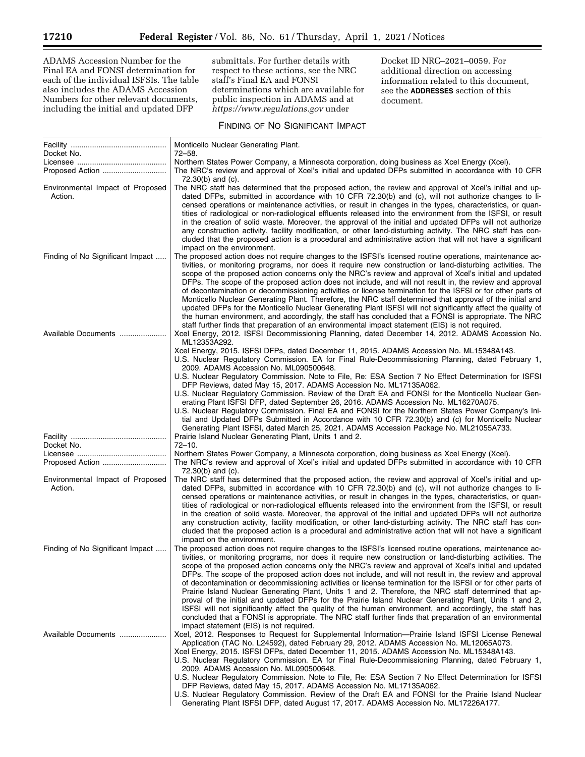ADAMS Accession Number for the Final EA and FONSI determination for each of the individual ISFSIs. The table also includes the ADAMS Accession Numbers for other relevant documents, including the initial and updated DFP submittals. For further details with respect to these actions, see the NRC staff's Final EA and FONSI determinations which are available for public inspection in ADAMS and at *https://www.regulations.gov* under Docket ID NRC–2021–0059. For additional direction on accessing information related to this document, see the **ADDRESSES** section of this document.

FINDING OF NO SIGNIFICANT IMPACT

| | |
|---|---|
| Facility | Monticello Nuclear Generating Plant. |
| Docket No. | 72–58. |
| Licensee | Northern States Power Company, a Minnesota corporation, doing business as Xcel Energy (Xcel). |
| Proposed Action | The NRC's review and approval of Xcel's initial and updated DFPs submitted in accordance with 10 CFR 72.30(b) and (c). |
| Environmental Impact of Proposed Action. | The NRC staff has determined that the proposed action, the review and approval of Xcel's initial and updated DFPs, submitted in accordance with 10 CFR 72.30(b) and (c), will not authorize changes to licensed operations or maintenance activities, or result in changes in the types, characteristics, or quantities of radiological or non-radiological effluents released into the environment from the ISFSI, or result in the creation of solid waste. Moreover, the approval of the initial and updated DFPs will not authorize any construction activity, facility modification, or other land-disturbing activity. The NRC staff has concluded that the proposed action is a procedural and administrative action that will not have a significant impact on the environment. |
| Finding of No Significant Impact | The proposed action does not require changes to the ISFSI's licensed routine operations, maintenance activities, or monitoring programs, nor does it require new construction or land-disturbing activities. The scope of the proposed action concerns only the NRC's review and approval of Xcel's initial and updated DFPs. The scope of the proposed action does not include, and will not result in, the review and approval of decontamination or decommissioning activities or license termination for the ISFSI or for other parts of Monticello Nuclear Generating Plant. Therefore, the NRC staff determined that approval of the initial and updated DFPs for the Monticello Nuclear Generating Plant ISFSI will not significantly affect the quality of the human environment, and accordingly, the staff has concluded that a FONSI is appropriate. The NRC staff further finds that preparation of an environmental impact statement (EIS) is not required. |
| Available Documents | Xcel Energy, 2012. ISFSI Decommissioning Planning, dated December 14, 2012. ADAMS Accession No. ML12353A292.<br>Xcel Energy, 2015. ISFSI DFPs, dated December 11, 2015. ADAMS Accession No. ML15348A143.<br>U.S. Nuclear Regulatory Commission. EA for Final Rule-Decommissioning Planning, dated February 1, 2009. ADAMS Accession No. ML090500648.<br>U.S. Nuclear Regulatory Commission. Note to File, Re: ESA Section 7 No Effect Determination for ISFSI DFP Reviews, dated May 15, 2017. ADAMS Accession No. ML17135A062.<br>U.S. Nuclear Regulatory Commission. Review of the Draft EA and FONSI for the Monticello Nuclear Generating Plant ISFSI DFP, dated September 26, 2016. ADAMS Accession No. ML16270A075.<br>U.S. Nuclear Regulatory Commission. Final EA and FONSI for the Northern States Power Company's Initial and Updated DFPs Submitted in Accordance with 10 CFR 72.30(b) and (c) for Monticello Nuclear Generating Plant ISFSI, dated March 25, 2021. ADAMS Accession Package No. ML21055A733. |
| Facility | Prairie Island Nuclear Generating Plant, Units 1 and 2. |
| Docket No. | 72–10. |
| Licensee | Northern States Power Company, a Minnesota corporation, doing business as Xcel Energy (Xcel). |
| Proposed Action | The NRC's review and approval of Xcel's initial and updated DFPs submitted in accordance with 10 CFR 72.30(b) and (c). |
| Environmental Impact of Proposed Action. | The NRC staff has determined that the proposed action, the review and approval of Xcel's initial and updated DFPs, submitted in accordance with 10 CFR 72.30(b) and (c), will not authorize changes to licensed operations or maintenance activities, or result in changes in the types, characteristics, or quantities of radiological or non-radiological effluents released into the environment from the ISFSI, or result in the creation of solid waste. Moreover, the approval of the initial and updated DFPs will not authorize any construction activity, facility modification, or other land-disturbing activity. The NRC staff has concluded that the proposed action is a procedural and administrative action that will not have a significant impact on the environment. |
| Finding of No Significant Impact | The proposed action does not require changes to the ISFSI's licensed routine operations, maintenance activities, or monitoring programs, nor does it require new construction or land-disturbing activities. The scope of the proposed action concerns only the NRC's review and approval of Xcel's initial and updated DFPs. The scope of the proposed action does not include, and will not result in, the review and approval of decontamination or decommissioning activities or license termination for the ISFSI or for other parts of Prairie Island Nuclear Generating Plant, Units 1 and 2. Therefore, the NRC staff determined that approval of the initial and updated DFPs for the Prairie Island Nuclear Generating Plant, Units 1 and 2, ISFSI will not significantly affect the quality of the human environment, and accordingly, the staff has concluded that a FONSI is appropriate. The NRC staff further finds that preparation of an environmental impact statement (EIS) is not required. |
| Available Documents | Xcel, 2012. Responses to Request for Supplemental Information—Prairie Island ISFSI License Renewal Application (TAC No. L24592), dated February 29, 2012. ADAMS Accession No. ML12065A073.<br>Xcel Energy, 2015. ISFSI DFPs, dated December 11, 2015. ADAMS Accession No. ML15348A143.<br>U.S. Nuclear Regulatory Commission. EA for Final Rule-Decommissioning Planning, dated February 1, 2009. ADAMS Accession No. ML090500648.<br>U.S. Nuclear Regulatory Commission. Note to File, Re: ESA Section 7 No Effect Determination for ISFSI DFP Reviews, dated May 15, 2017. ADAMS Accession No. ML17135A062.<br>U.S. Nuclear Regulatory Commission. Review of the Draft EA and FONSI for the Prairie Island Nuclear Generating Plant ISFSI DFP, dated August 17, 2017. ADAMS Accession No. ML17226A177. |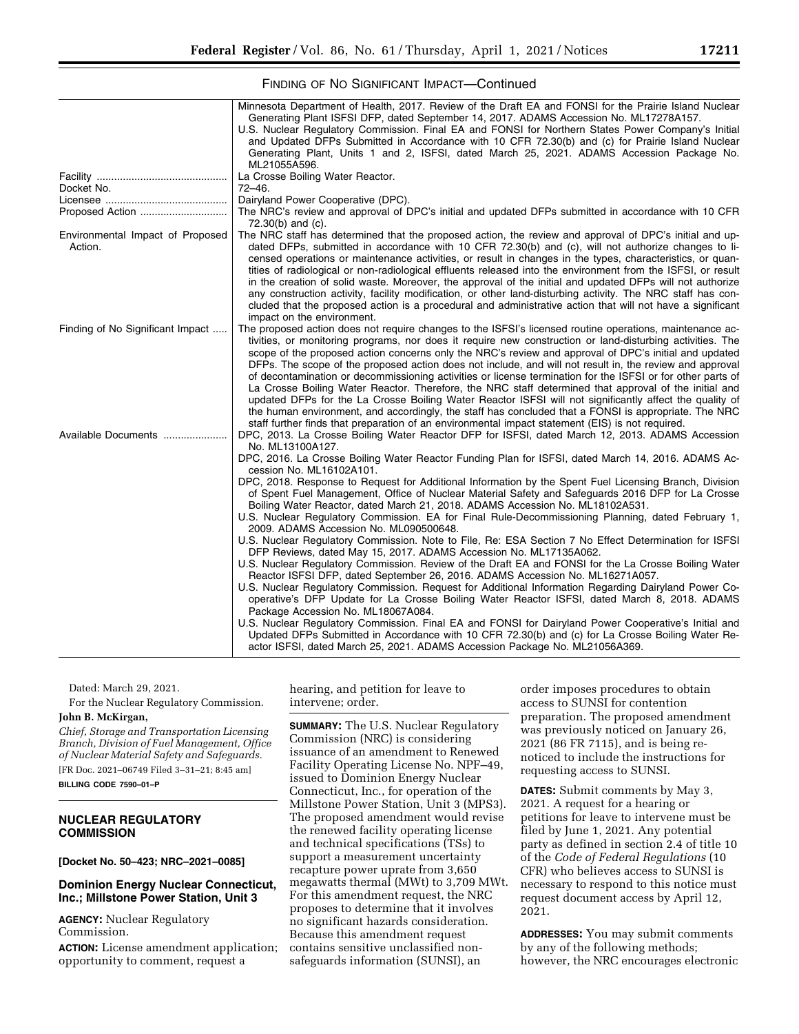FINDING OF NO SIGNIFICANT IMPACT—Continued

| | |
|---|---|
| | Minnesota Department of Health, 2017. Review of the Draft EA and FONSI for the Prairie Island Nuclear Generating Plant ISFSI DFP, dated September 14, 2017. ADAMS Accession No. ML17278A157.<br>U.S. Nuclear Regulatory Commission. Final EA and FONSI for Northern States Power Company's Initial and Updated DFPs Submitted in Accordance with 10 CFR 72.30(b) and (c) for Prairie Island Nuclear Generating Plant, Units 1 and 2, ISFSI, dated March 25, 2021. ADAMS Accession Package No. ML21055A596. |
| Facility | La Crosse Boiling Water Reactor. |
| Docket No. | 72–46. |
| Licensee | Dairyland Power Cooperative (DPC). |
| Proposed Action | The NRC's review and approval of DPC's initial and updated DFPs submitted in accordance with 10 CFR 72.30(b) and (c). |
| Environmental Impact of Proposed Action. | The NRC staff has determined that the proposed action, the review and approval of DPC's initial and updated DFPs, submitted in accordance with 10 CFR 72.30(b) and (c), will not authorize changes to licensed operations or maintenance activities, or result in changes in the types, characteristics, or quantities of radiological or non-radiological effluents released into the environment from the ISFSI, or result in the creation of solid waste. Moreover, the approval of the initial and updated DFPs will not authorize any construction activity, facility modification, or other land-disturbing activity. The NRC staff has concluded that the proposed action is a procedural and administrative action that will not have a significant impact on the environment. |
| Finding of No Significant Impact | The proposed action does not require changes to the ISFSI's licensed routine operations, maintenance activities, or monitoring programs, nor does it require new construction or land-disturbing activities. The scope of the proposed action concerns only the NRC's review and approval of DPC's initial and updated DFPs. The scope of the proposed action does not include, and will not result in, the review and approval of decontamination or decommissioning activities or license termination for the ISFSI or for other parts of La Crosse Boiling Water Reactor. Therefore, the NRC staff determined that approval of the initial and updated DFPs for the La Crosse Boiling Water Reactor ISFSI will not significantly affect the quality of the human environment, and accordingly, the staff has concluded that a FONSI is appropriate. The NRC staff further finds that preparation of an environmental impact statement (EIS) is not required. |
| Available Documents | DPC, 2013. La Crosse Boiling Water Reactor DFP for ISFSI, dated March 12, 2013. ADAMS Accession No. ML13100A127.<br>DPC, 2016. La Crosse Boiling Water Reactor Funding Plan for ISFSI, dated March 14, 2016. ADAMS Accession No. ML16102A101.<br>DPC, 2018. Response to Request for Additional Information by the Spent Fuel Licensing Branch, Division of Spent Fuel Management, Office of Nuclear Material Safety and Safeguards 2016 DFP for La Crosse Boiling Water Reactor, dated March 21, 2018. ADAMS Accession No. ML18102A531.<br>U.S. Nuclear Regulatory Commission. EA for Final Rule-Decommissioning Planning, dated February 1, 2009. ADAMS Accession No. ML090500648.<br>U.S. Nuclear Regulatory Commission. Note to File, Re: ESA Section 7 No Effect Determination for ISFSI DFP Reviews, dated May 15, 2017. ADAMS Accession No. ML17135A062.<br>U.S. Nuclear Regulatory Commission. Review of the Draft EA and FONSI for the La Crosse Boiling Water Reactor ISFSI DFP, dated September 26, 2016. ADAMS Accession No. ML16271A057.<br>U.S. Nuclear Regulatory Commission. Request for Additional Information Regarding Dairyland Power Cooperative's DFP Update for La Crosse Boiling Water Reactor ISFSI, dated March 8, 2018. ADAMS Package Accession No. ML18067A084.<br>U.S. Nuclear Regulatory Commission. Final EA and FONSI for Dairyland Power Cooperative's Initial and Updated DFPs Submitted in Accordance with 10 CFR 72.30(b) and (c) for La Crosse Boiling Water Reactor ISFSI, dated March 25, 2021. ADAMS Accession Package No. ML21056A369. |

Dated: March 29, 2021.

For the Nuclear Regulatory Commission.

**John B. McKirgan,**

*Chief, Storage and Transportation Licensing Branch, Division of Fuel Management, Office of Nuclear Material Safety and Safeguards.*

[FR Doc. 2021–06749 Filed 3–31–21; 8:45 am]

**BILLING CODE 7590–01–P**

## NUCLEAR REGULATORY COMMISSION

**[Docket No. 50–423; NRC–2021–0085]**

### Dominion Energy Nuclear Connecticut, Inc.; Millstone Power Station, Unit 3

**AGENCY:** Nuclear Regulatory Commission.

**ACTION:** License amendment application; opportunity to comment, request a hearing, and petition for leave to intervene; order.

**SUMMARY:** The U.S. Nuclear Regulatory Commission (NRC) is considering issuance of an amendment to Renewed Facility Operating License No. NPF–49, issued to Dominion Energy Nuclear Connecticut, Inc., for operation of the Millstone Power Station, Unit 3 (MPS3). The proposed amendment would revise the renewed facility operating license and technical specifications (TSs) to support a measurement uncertainty recapture power uprate from 3,650 megawatts thermal (MWt) to 3,709 MWt. For this amendment request, the NRC proposes to determine that it involves no significant hazards consideration. Because this amendment request contains sensitive unclassified non-safeguards information (SUNSI), an order imposes procedures to obtain access to SUNSI for contention preparation. The proposed amendment was previously noticed on January 26, 2021 (86 FR 7115), and is being re-noticed to include the instructions for requesting access to SUNSI.

**DATES:** Submit comments by May 3, 2021. A request for a hearing or petitions for leave to intervene must be filed by June 1, 2021. Any potential party as defined in section 2.4 of title 10 of the *Code of Federal Regulations* (10 CFR) who believes access to SUNSI is necessary to respond to this notice must request document access by April 12, 2021.

**ADDRESSES:** You may submit comments by any of the following methods; however, the NRC encourages electronic